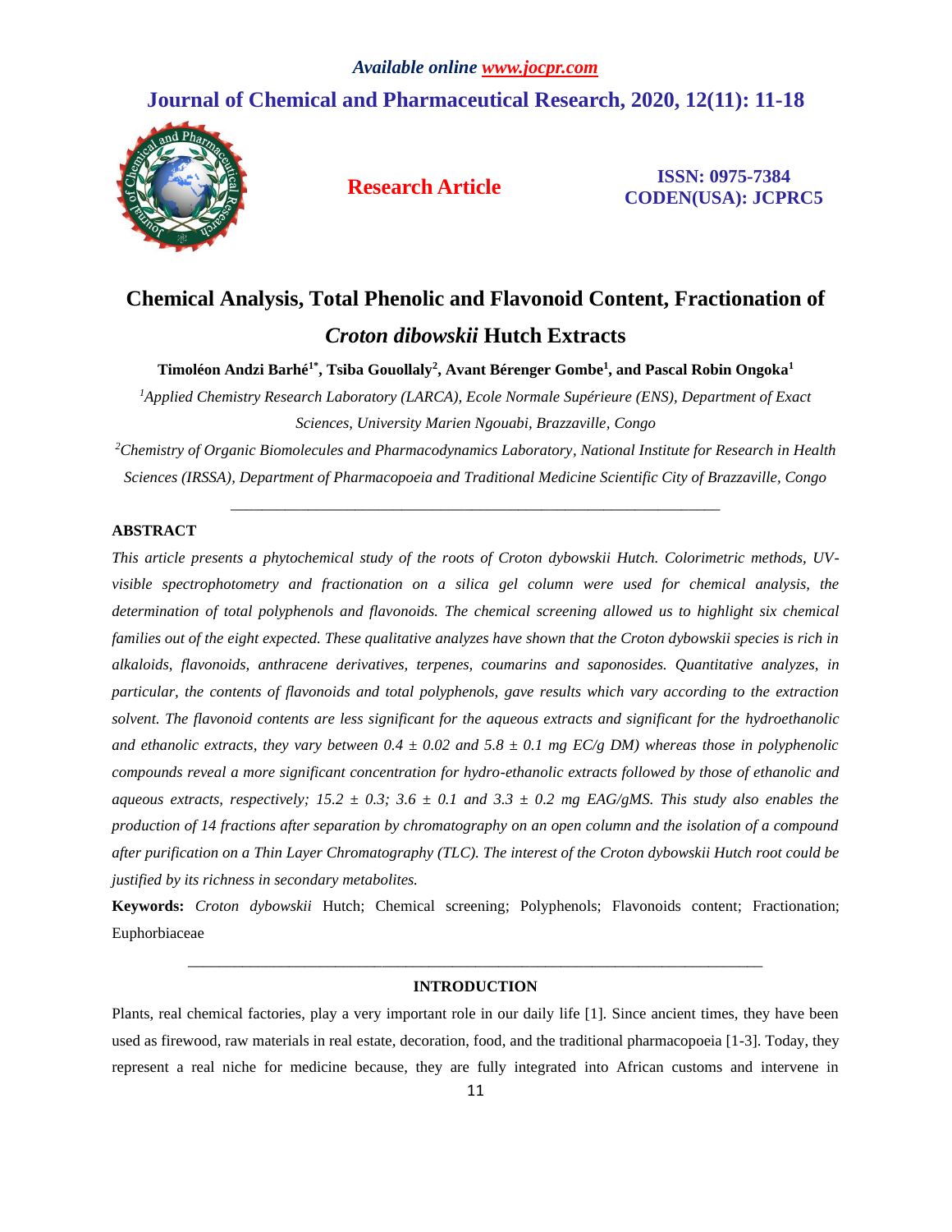Available online www.jocpr.com

# Journal of Chemical and Pharmaceutical Research, 2020, 12(11): 11-18

**Research Article**

**ISSN: 0975-7384**
**CODEN(USA): JCPRC5**

# Chemical Analysis, Total Phenolic and Flavonoid Content, Fractionation of *Croton dibowskii* Hutch Extracts

**Timoléon Andzi Barhé[1*], Tsiba Gouollaly[2], Avant Bérenger Gombe[1], and Pascal Robin Ongoka[1]**

[1]*Applied Chemistry Research Laboratory (LARCA), Ecole Normale Supérieure (ENS), Department of Exact Sciences, University Marien Ngouabi, Brazzaville, Congo*

[2]*Chemistry of Organic Biomolecules and Pharmacodynamics Laboratory, National Institute for Research in Health Sciences (IRSSA), Department of Pharmacopoeia and Traditional Medicine Scientific City of Brazzaville, Congo*

---

## ABSTRACT

*This article presents a phytochemical study of the roots of Croton dybowskii Hutch. Colorimetric methods, UV-visible spectrophotometry and fractionation on a silica gel column were used for chemical analysis, the determination of total polyphenols and flavonoids. The chemical screening allowed us to highlight six chemical families out of the eight expected. These qualitative analyzes have shown that the Croton dybowskii species is rich in alkaloids, flavonoids, anthracene derivatives, terpenes, coumarins and saponosides. Quantitative analyzes, in particular, the contents of flavonoids and total polyphenols, gave results which vary according to the extraction solvent. The flavonoid contents are less significant for the aqueous extracts and significant for the hydroethanolic and ethanolic extracts, they vary between 0.4 ± 0.02 and 5.8 ± 0.1 mg EC/g DM) whereas those in polyphenolic compounds reveal a more significant concentration for hydro-ethanolic extracts followed by those of ethanolic and aqueous extracts, respectively; 15.2 ± 0.3; 3.6 ± 0.1 and 3.3 ± 0.2 mg EAG/gMS. This study also enables the production of 14 fractions after separation by chromatography on an open column and the isolation of a compound after purification on a Thin Layer Chromatography (TLC). The interest of the Croton dybowskii Hutch root could be justified by its richness in secondary metabolites.*

**Keywords:** *Croton dybowskii* Hutch; Chemical screening; Polyphenols; Flavonoids content; Fractionation; Euphorbiaceae

---

## INTRODUCTION

Plants, real chemical factories, play a very important role in our daily life [1]. Since ancient times, they have been used as firewood, raw materials in real estate, decoration, food, and the traditional pharmacopoeia [1-3]. Today, they represent a real niche for medicine because, they are fully integrated into African customs and intervene in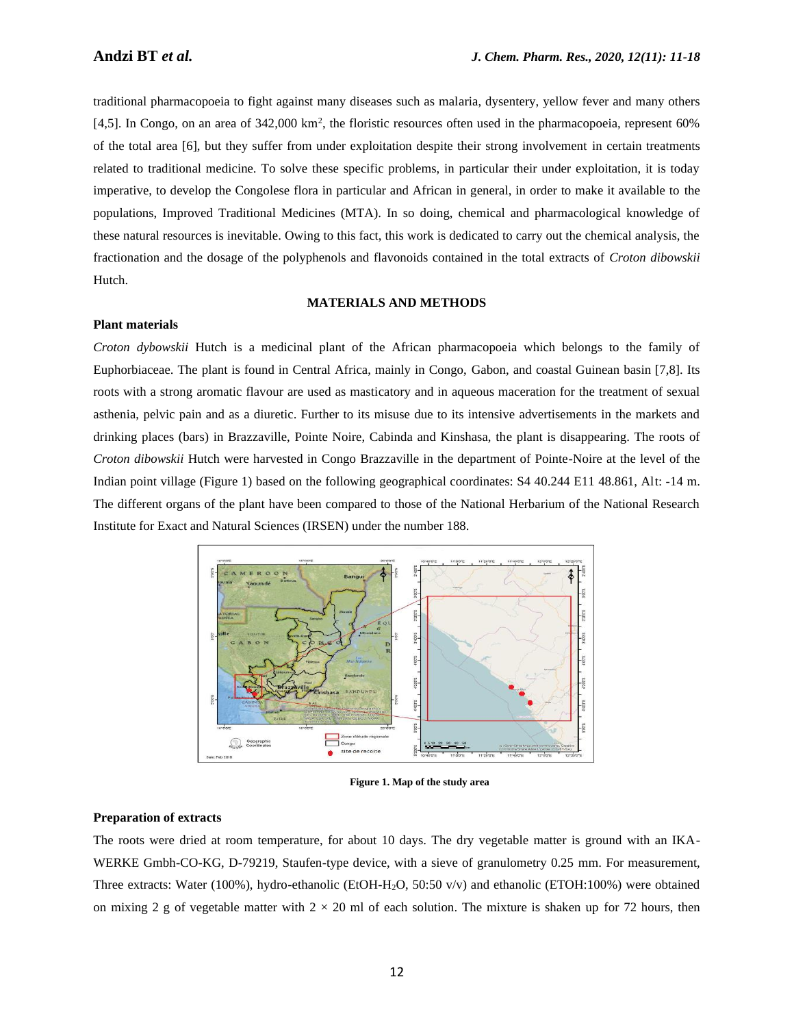traditional pharmacopoeia to fight against many diseases such as malaria, dysentery, yellow fever and many others [4,5]. In Congo, on an area of 342,000 km$^2$, the floristic resources often used in the pharmacopoeia, represent 60% of the total area [6], but they suffer from under exploitation despite their strong involvement in certain treatments related to traditional medicine. To solve these specific problems, in particular their under exploitation, it is today imperative, to develop the Congolese flora in particular and African in general, in order to make it available to the populations, Improved Traditional Medicines (MTA). In so doing, chemical and pharmacological knowledge of these natural resources is inevitable. Owing to this fact, this work is dedicated to carry out the chemical analysis, the fractionation and the dosage of the polyphenols and flavonoids contained in the total extracts of *Croton dibowskii* Hutch.

## MATERIALS AND METHODS

### Plant materials

*Croton dybowskii* Hutch is a medicinal plant of the African pharmacopoeia which belongs to the family of Euphorbiaceae. The plant is found in Central Africa, mainly in Congo, Gabon, and coastal Guinean basin [7,8]. Its roots with a strong aromatic flavour are used as masticatory and in aqueous maceration for the treatment of sexual asthenia, pelvic pain and as a diuretic. Further to its misuse due to its intensive advertisements in the markets and drinking places (bars) in Brazzaville, Pointe Noire, Cabinda and Kinshasa, the plant is disappearing. The roots of *Croton dibowskii* Hutch were harvested in Congo Brazzaville in the department of Pointe-Noire at the level of the Indian point village (Figure 1) based on the following geographical coordinates: S4 40.244 E11 48.861, Alt: -14 m. The different organs of the plant have been compared to those of the National Herbarium of the National Research Institute for Exact and Natural Sciences (IRSEN) under the number 188.

**Figure 1. Map of the study area**

### Preparation of extracts

The roots were dried at room temperature, for about 10 days. The dry vegetable matter is ground with an IKA-WERKE Gmbh-CO-KG, D-79219, Staufen-type device, with a sieve of granulometry 0.25 mm. For measurement, Three extracts: Water (100%), hydro-ethanolic (EtOH-$H_2O$, 50:50 v/v) and ethanolic (ETOH:100%) were obtained on mixing 2 g of vegetable matter with 2 × 20 ml of each solution. The mixture is shaken up for 72 hours, then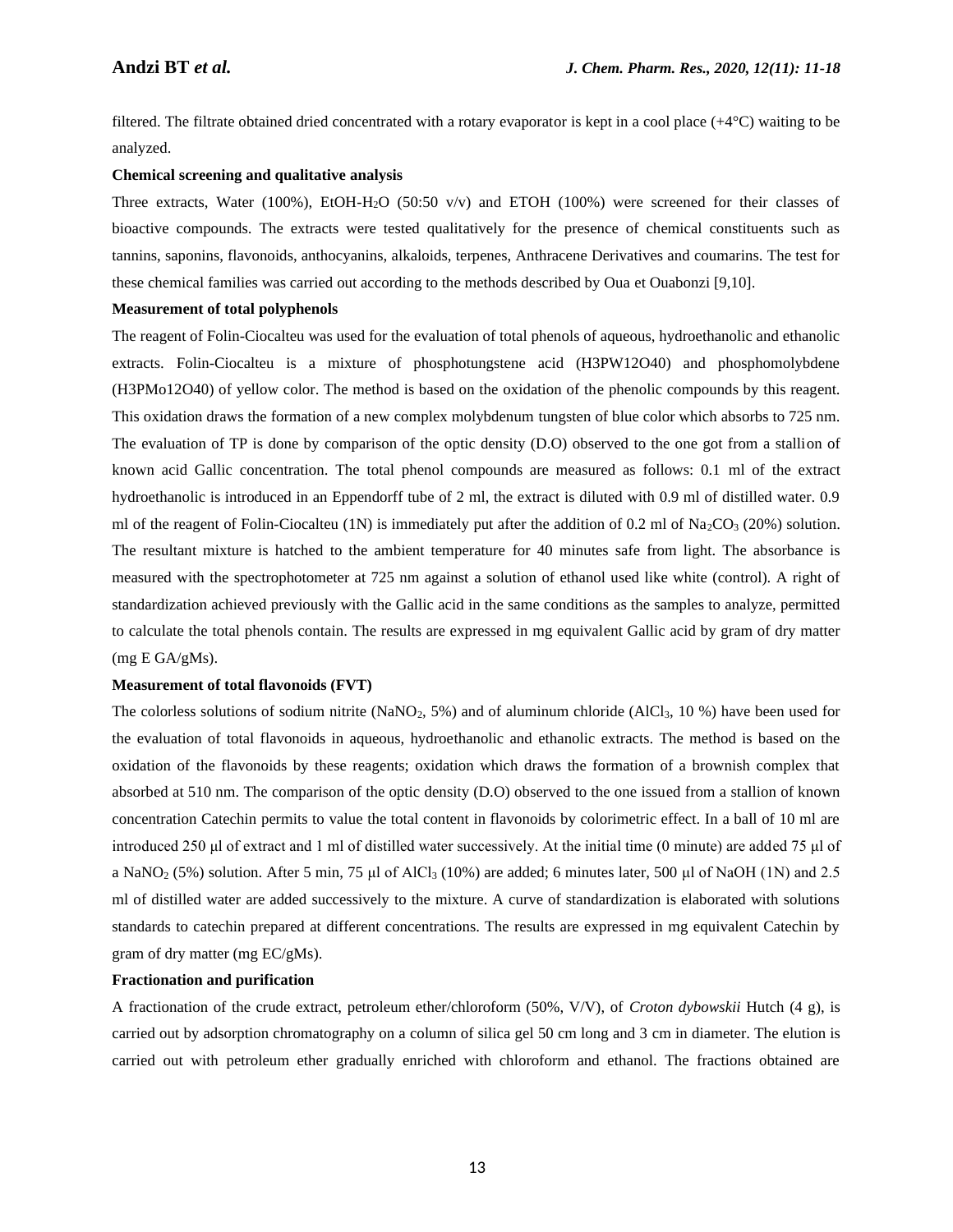filtered. The filtrate obtained dried concentrated with a rotary evaporator is kept in a cool place (+4°C) waiting to be analyzed.

**Chemical screening and qualitative analysis**

Three extracts, Water (100%), EtOH-$H_2O$ (50:50 v/v) and ETOH (100%) were screened for their classes of bioactive compounds. The extracts were tested qualitatively for the presence of chemical constituents such as tannins, saponins, flavonoids, anthocyanins, alkaloids, terpenes, Anthracene Derivatives and coumarins. The test for these chemical families was carried out according to the methods described by Oua et Ouabonzi [9,10].

**Measurement of total polyphenols**

The reagent of Folin-Ciocalteu was used for the evaluation of total phenols of aqueous, hydroethanolic and ethanolic extracts. Folin-Ciocalteu is a mixture of phosphotungstene acid (H3PW12O40) and phosphomolybdene (H3PMo12O40) of yellow color. The method is based on the oxidation of the phenolic compounds by this reagent. This oxidation draws the formation of a new complex molybdenum tungsten of blue color which absorbs to 725 nm. The evaluation of TP is done by comparison of the optic density (D.O) observed to the one got from a stallion of known acid Gallic concentration. The total phenol compounds are measured as follows: 0.1 ml of the extract hydroethanolic is introduced in an Eppendorff tube of 2 ml, the extract is diluted with 0.9 ml of distilled water. 0.9 ml of the reagent of Folin-Ciocalteu (1N) is immediately put after the addition of 0.2 ml of $Na_2CO_3$ (20%) solution. The resultant mixture is hatched to the ambient temperature for 40 minutes safe from light. The absorbance is measured with the spectrophotometer at 725 nm against a solution of ethanol used like white (control). A right of standardization achieved previously with the Gallic acid in the same conditions as the samples to analyze, permitted to calculate the total phenols contain. The results are expressed in mg equivalent Gallic acid by gram of dry matter (mg E GA/gMs).

**Measurement of total flavonoids (FVT)**

The colorless solutions of sodium nitrite ($NaNO_2$, 5%) and of aluminum chloride ($AlCl_3$, 10 %) have been used for the evaluation of total flavonoids in aqueous, hydroethanolic and ethanolic extracts. The method is based on the oxidation of the flavonoids by these reagents; oxidation which draws the formation of a brownish complex that absorbed at 510 nm. The comparison of the optic density (D.O) observed to the one issued from a stallion of known concentration Catechin permits to value the total content in flavonoids by colorimetric effect. In a ball of 10 ml are introduced 250 µl of extract and 1 ml of distilled water successively. At the initial time (0 minute) are added 75 µl of a $NaNO_2$ (5%) solution. After 5 min, 75 µl of $AlCl_3$ (10%) are added; 6 minutes later, 500 µl of NaOH (1N) and 2.5 ml of distilled water are added successively to the mixture. A curve of standardization is elaborated with solutions standards to catechin prepared at different concentrations. The results are expressed in mg equivalent Catechin by gram of dry matter (mg EC/gMs).

**Fractionation and purification**

A fractionation of the crude extract, petroleum ether/chloroform (50%, V/V), of *Croton dybowskii* Hutch (4 g), is carried out by adsorption chromatography on a column of silica gel 50 cm long and 3 cm in diameter. The elution is carried out with petroleum ether gradually enriched with chloroform and ethanol. The fractions obtained are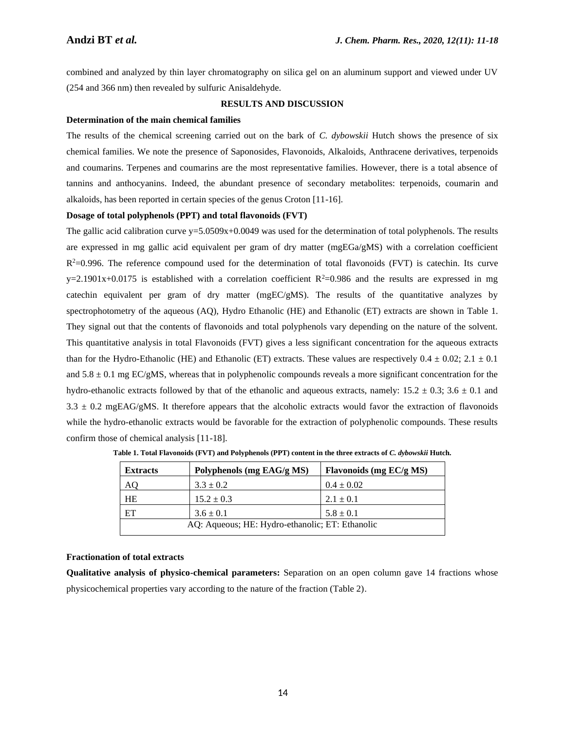combined and analyzed by thin layer chromatography on silica gel on an aluminum support and viewed under UV (254 and 366 nm) then revealed by sulfuric Anisaldehyde.

## RESULTS AND DISCUSSION

### Determination of the main chemical families

The results of the chemical screening carried out on the bark of *C. dybowskii* Hutch shows the presence of six chemical families. We note the presence of Saponosides, Flavonoids, Alkaloids, Anthracene derivatives, terpenoids and coumarins. Terpenes and coumarins are the most representative families. However, there is a total absence of tannins and anthocyanins. Indeed, the abundant presence of secondary metabolites: terpenoids, coumarin and alkaloids, has been reported in certain species of the genus Croton [11-16].

### Dosage of total polyphenols (PPT) and total flavonoids (FVT)

The gallic acid calibration curve $y=5.0509x+0.0049$ was used for the determination of total polyphenols. The results are expressed in mg gallic acid equivalent per gram of dry matter (mgEGa/gMS) with a correlation coefficient $R^2=0.996$. The reference compound used for the determination of total flavonoids (FVT) is catechin. Its curve $y=2.1901x+0.0175$ is established with a correlation coefficient $R^2=0.986$ and the results are expressed in mg catechin equivalent per gram of dry matter (mgEC/gMS). The results of the quantitative analyzes by spectrophotometry of the aqueous (AQ), Hydro Ethanolic (HE) and Ethanolic (ET) extracts are shown in Table 1. They signal out that the contents of flavonoids and total polyphenols vary depending on the nature of the solvent. This quantitative analysis in total Flavonoids (FVT) gives a less significant concentration for the aqueous extracts than for the Hydro-Ethanolic (HE) and Ethanolic (ET) extracts. These values are respectively $0.4 \pm 0.02$; $2.1 \pm 0.1$ and $5.8 \pm 0.1$ mg EC/gMS, whereas that in polyphenolic compounds reveals a more significant concentration for the hydro-ethanolic extracts followed by that of the ethanolic and aqueous extracts, namely: $15.2 \pm 0.3$; $3.6 \pm 0.1$ and $3.3 \pm 0.2$ mgEAG/gMS. It therefore appears that the alcoholic extracts would favor the extraction of flavonoids while the hydro-ethanolic extracts would be favorable for the extraction of polyphenolic compounds. These results confirm those of chemical analysis [11-18].

**Table 1. Total Flavonoids (FVT) and Polyphenols (PPT) content in the three extracts of *C. dybowskii* Hutch.**

| Extracts | Polyphenols (mg EAG/g MS) | Flavonoids (mg EC/g MS) |
|---|---|---|
| AQ | $3.3 \pm 0.2$ | $0.4 \pm 0.02$ |
| HE | $15.2 \pm 0.3$ | $2.1 \pm 0.1$ |
| ET | $3.6 \pm 0.1$ | $5.8 \pm 0.1$ |
| AQ: Aqueous; HE: Hydro-ethanolic; ET: Ethanolic | | |

### Fractionation of total extracts

**Qualitative analysis of physico-chemical parameters:** Separation on an open column gave 14 fractions whose physicochemical properties vary according to the nature of the fraction (Table 2).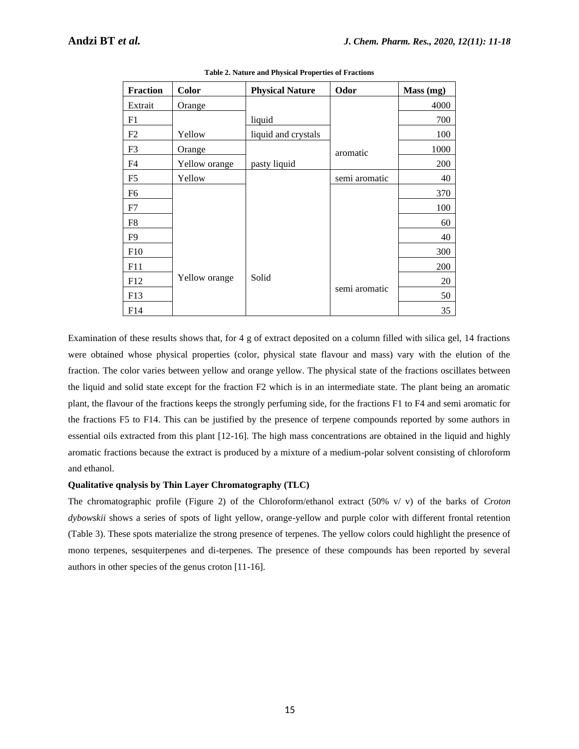**Table 2. Nature and Physical Properties of Fractions**

| Fraction | Color | Physical Nature | Odor | Mass (mg) |
| --- | --- | --- | --- | --- |
| Extrait | Orange | | | 4000 |
| F1 | | liquid | | 700 |
| F2 | Yellow | liquid and crystals | | 100 |
| F3 | Orange | | aromatic | 1000 |
| F4 | Yellow orange | pasty liquid | | 200 |
| F5 | Yellow | | semi aromatic | 40 |
| F6 | | | | 370 |
| F7 | | | | 100 |
| F8 | | | | 60 |
| F9 | | | | 40 |
| F10 | | | | 300 |
| F11 | | | | 200 |
| F12 | Yellow orange | Solid | | 20 |
| F13 | | | semi aromatic | 50 |
| F14 | | | | 35 |

Examination of these results shows that, for 4 g of extract deposited on a column filled with silica gel, 14 fractions were obtained whose physical properties (color, physical state flavour and mass) vary with the elution of the fraction. The color varies between yellow and orange yellow. The physical state of the fractions oscillates between the liquid and solid state except for the fraction F2 which is in an intermediate state. The plant being an aromatic plant, the flavour of the fractions keeps the strongly perfuming side, for the fractions F1 to F4 and semi aromatic for the fractions F5 to F14. This can be justified by the presence of terpene compounds reported by some authors in essential oils extracted from this plant [12-16]. The high mass concentrations are obtained in the liquid and highly aromatic fractions because the extract is produced by a mixture of a medium-polar solvent consisting of chloroform and ethanol.

**Qualitative qnalysis by Thin Layer Chromatography (TLC)**

The chromatographic profile (Figure 2) of the Chloroform/ethanol extract (50% v/ v) of the barks of *Croton dybowskii* shows a series of spots of light yellow, orange-yellow and purple color with different frontal retention (Table 3). These spots materialize the strong presence of terpenes. The yellow colors could highlight the presence of mono terpenes, sesquiterpenes and di-terpenes. The presence of these compounds has been reported by several authors in other species of the genus croton [11-16].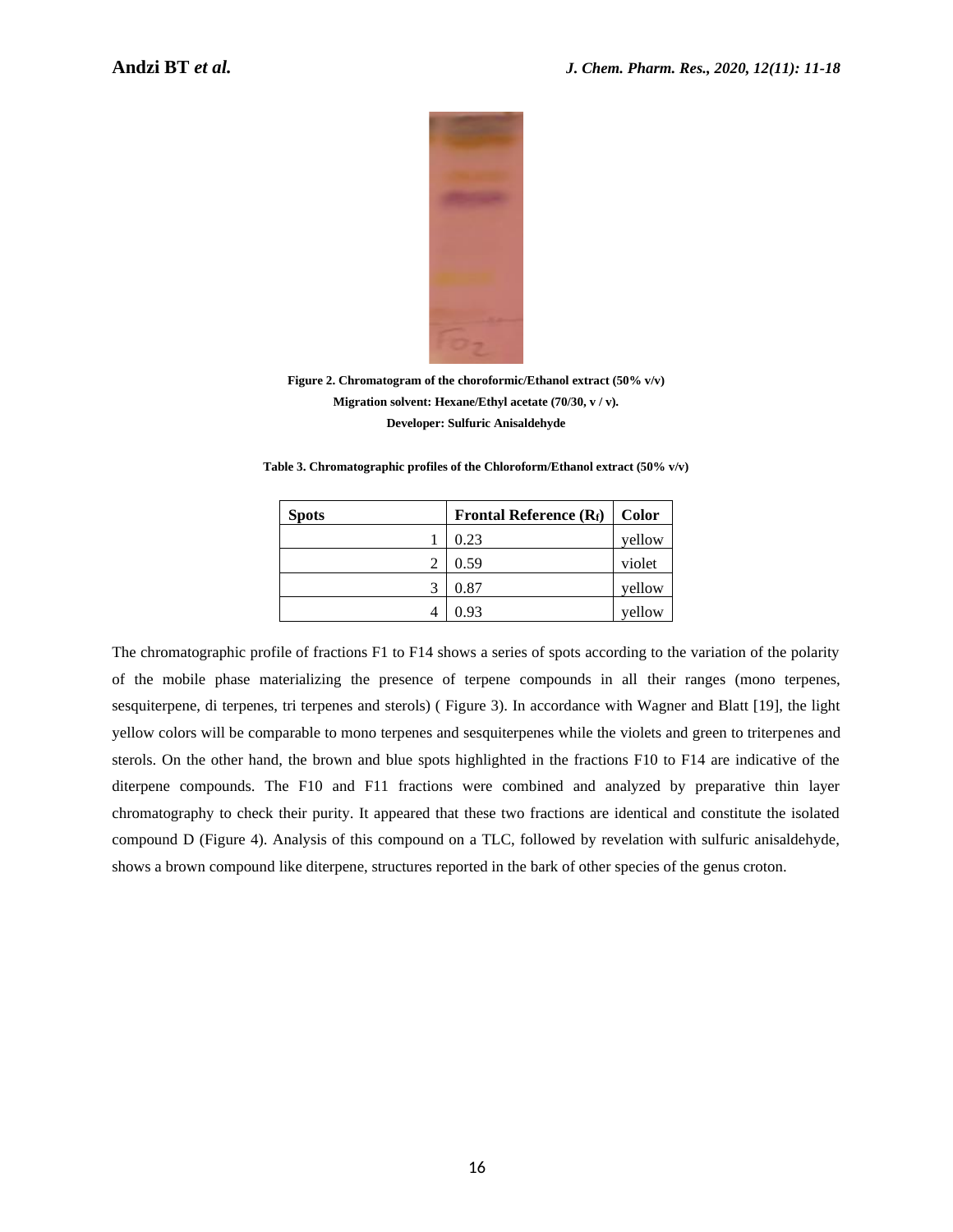**Figure 2. Chromatogram of the choroformic/Ethanol extract (50% v/v)**
**Migration solvent: Hexane/Ethyl acetate (70/30, v / v).**
**Developer: Sulfuric Anisaldehyde**

**Table 3. Chromatographic profiles of the Chloroform/Ethanol extract (50% v/v)**

| Spots | Frontal Reference ($R_f$) | Color |
|---|---|---|
| 1 | 0.23 | yellow |
| 2 | 0.59 | violet |
| 3 | 0.87 | yellow |
| 4 | 0.93 | yellow |

The chromatographic profile of fractions F1 to F14 shows a series of spots according to the variation of the polarity of the mobile phase materializing the presence of terpene compounds in all their ranges (mono terpenes, sesquiterpene, di terpenes, tri terpenes and sterols) ( Figure 3). In accordance with Wagner and Blatt [19], the light yellow colors will be comparable to mono terpenes and sesquiterpenes while the violets and green to triterpenes and sterols. On the other hand, the brown and blue spots highlighted in the fractions F10 to F14 are indicative of the diterpene compounds. The F10 and F11 fractions were combined and analyzed by preparative thin layer chromatography to check their purity. It appeared that these two fractions are identical and constitute the isolated compound D (Figure 4). Analysis of this compound on a TLC, followed by revelation with sulfuric anisaldehyde, shows a brown compound like diterpene, structures reported in the bark of other species of the genus croton.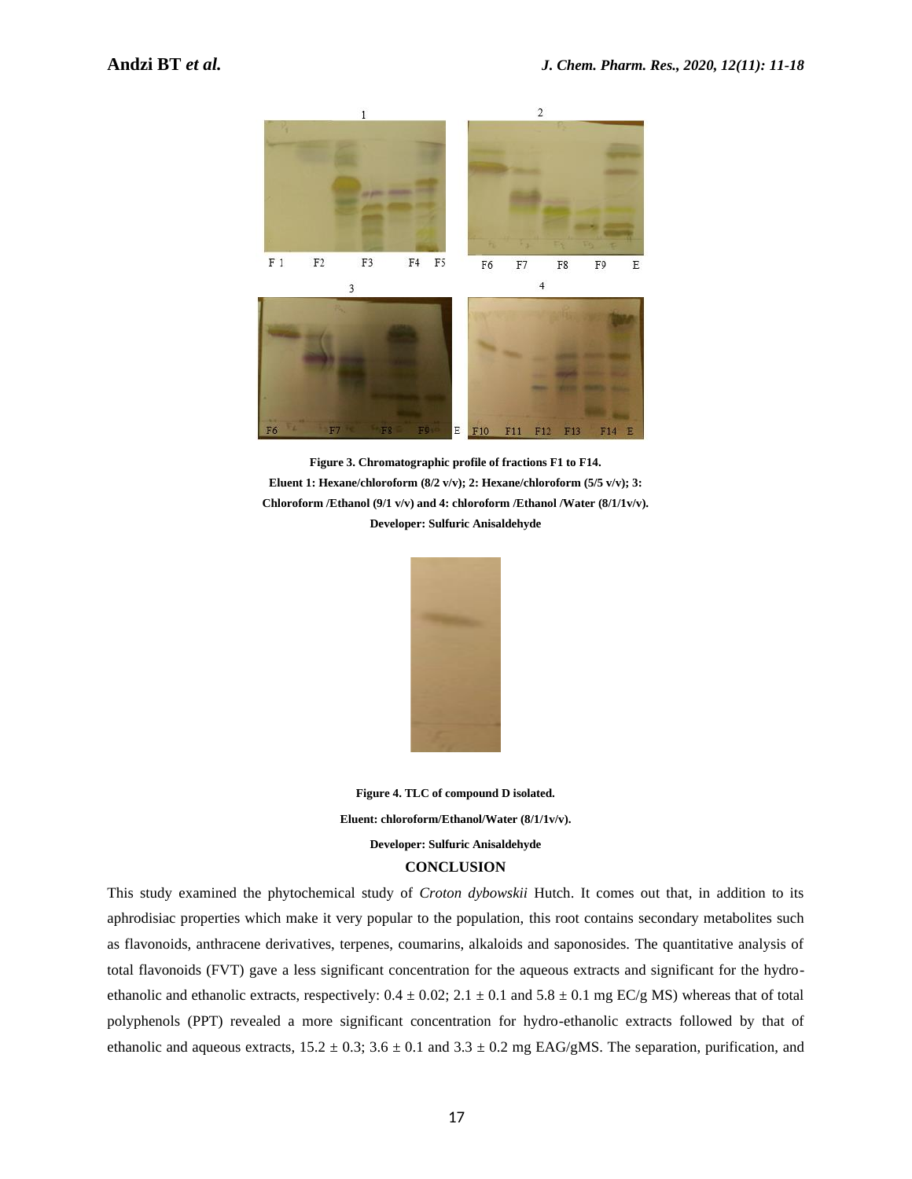Figure 3. **Chromatographic profile of fractions F1 to F14.**

**Eluent 1: Hexane/chloroform (8/2 v/v); 2: Hexane/chloroform (5/5 v/v); 3: Chloroform /Ethanol (9/1 v/v) and 4: chloroform /Ethanol /Water (8/1/1v/v).**

**Developer: Sulfuric Anisaldehyde**

**Figure 4. TLC of compound D isolated.**

**Eluent: chloroform/Ethanol/Water (8/1/1v/v).**

**Developer: Sulfuric Anisaldehyde**

## CONCLUSION

This study examined the phytochemical study of *Croton dybowskii* Hutch. It comes out that, in addition to its aphrodisiac properties which make it very popular to the population, this root contains secondary metabolites such as flavonoids, anthracene derivatives, terpenes, coumarins, alkaloids and saponosides. The quantitative analysis of total flavonoids (FVT) gave a less significant concentration for the aqueous extracts and significant for the hydro-ethanolic and ethanolic extracts, respectively: $0.4 \pm 0.02$; $2.1 \pm 0.1$ and $5.8 \pm 0.1$ mg EC/g MS) whereas that of total polyphenols (PPT) revealed a more significant concentration for hydro-ethanolic extracts followed by that of ethanolic and aqueous extracts, $15.2 \pm 0.3$; $3.6 \pm 0.1$ and $3.3 \pm 0.2$ mg EAG/gMS. The separation, purification, and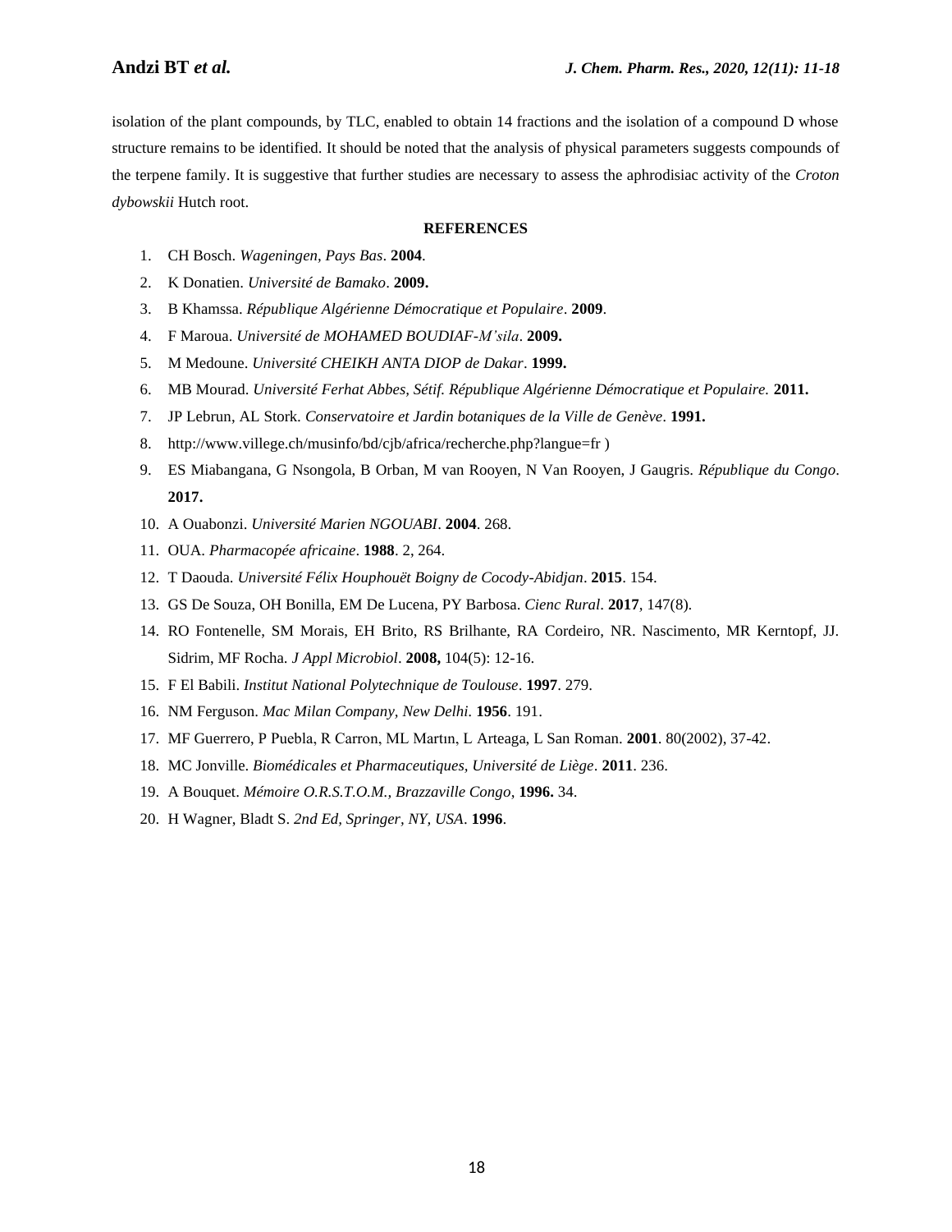isolation of the plant compounds, by TLC, enabled to obtain 14 fractions and the isolation of a compound D whose structure remains to be identified. It should be noted that the analysis of physical parameters suggests compounds of the terpene family. It is suggestive that further studies are necessary to assess the aphrodisiac activity of the *Croton dybowskii* Hutch root.

## REFERENCES

1. CH Bosch. *Wageningen, Pays Bas*. **2004**.
2. K Donatien. *Université de Bamako*. **2009.**
3. B Khamssa. *République Algérienne Démocratique et Populaire*. **2009**.
4. F Maroua. *Université de MOHAMED BOUDIAF-M'sila*. **2009.**
5. M Medoune. *Université CHEIKH ANTA DIOP de Dakar*. **1999.**
6. MB Mourad. *Université Ferhat Abbes, Sétif. République Algérienne Démocratique et Populaire.* **2011.**
7. JP Lebrun, AL Stork. *Conservatoire et Jardin botaniques de la Ville de Genève*. **1991.**
8. http://www.villege.ch/musinfo/bd/cjb/africa/recherche.php?langue=fr )
9. ES Miabangana, G Nsongola, B Orban, M van Rooyen, N Van Rooyen, J Gaugris. *République du Congo*. **2017.**
10. A Ouabonzi. *Université Marien NGOUABI*. **2004**. 268.
11. OUA. *Pharmacopée africaine*. **1988**. 2, 264.
12. T Daouda. *Université Félix Houphouët Boigny de Cocody-Abidjan*. **2015**. 154.
13. GS De Souza, OH Bonilla, EM De Lucena, PY Barbosa. *Cienc Rural*. **2017**, 147(8).
14. RO Fontenelle, SM Morais, EH Brito, RS Brilhante, RA Cordeiro, NR. Nascimento, MR Kerntopf, JJ. Sidrim, MF Rocha. *J Appl Microbiol*. **2008,** 104(5): 12-16.
15. F El Babili. *Institut National Polytechnique de Toulouse*. **1997**. 279.
16. NM Ferguson. *Mac Milan Company, New Delhi*. **1956**. 191.
17. MF Guerrero, P Puebla, R Carron, ML Martın, L Arteaga, L San Roman. **2001**. 80(2002), 37-42.
18. MC Jonville. *Biomédicales et Pharmaceutiques, Université de Liège*. **2011**. 236.
19. A Bouquet. *Mémoire O.R.S.T.O.M., Brazzaville Congo*, **1996.** 34.
20. H Wagner, Bladt S. *2nd Ed, Springer, NY, USA*. **1996**.